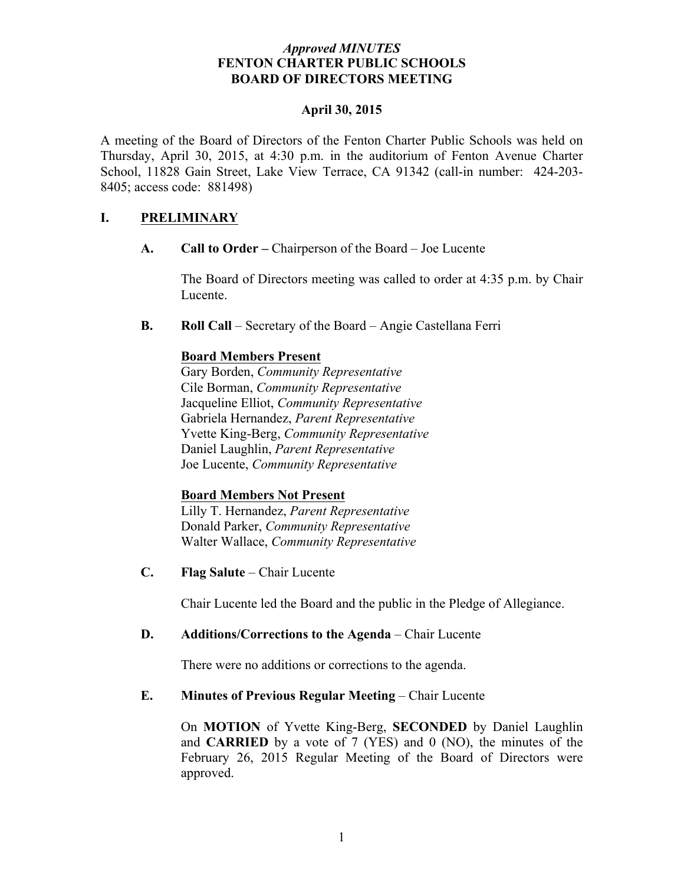*Approved MINUTES*
**FENTON CHARTER PUBLIC SCHOOLS**
**BOARD OF DIRECTORS MEETING**

**April 30, 2015**

A meeting of the Board of Directors of the Fenton Charter Public Schools was held on Thursday, April 30, 2015, at 4:30 p.m. in the auditorium of Fenton Avenue Charter School, 11828 Gain Street, Lake View Terrace, CA 91342 (call-in number: 424-203-8405; access code: 881498)

## I. PRELIMINARY

### A. Call to Order – Chairperson of the Board – Joe Lucente

The Board of Directors meeting was called to order at 4:35 p.m. by Chair Lucente.

### B. Roll Call – Secretary of the Board – Angie Castellana Ferri

**Board Members Present**

Gary Borden, *Community Representative*
Cile Borman, *Community Representative*
Jacqueline Elliot, *Community Representative*
Gabriela Hernandez, *Parent Representative*
Yvette King-Berg, *Community Representative*
Daniel Laughlin, *Parent Representative*
Joe Lucente, *Community Representative*

**Board Members Not Present**

Lilly T. Hernandez, *Parent Representative*
Donald Parker, *Community Representative*
Walter Wallace, *Community Representative*

### C. Flag Salute – Chair Lucente

Chair Lucente led the Board and the public in the Pledge of Allegiance.

### D. Additions/Corrections to the Agenda – Chair Lucente

There were no additions or corrections to the agenda.

### E. Minutes of Previous Regular Meeting – Chair Lucente

On **MOTION** of Yvette King-Berg, **SECONDED** by Daniel Laughlin and **CARRIED** by a vote of 7 (YES) and 0 (NO), the minutes of the February 26, 2015 Regular Meeting of the Board of Directors were approved.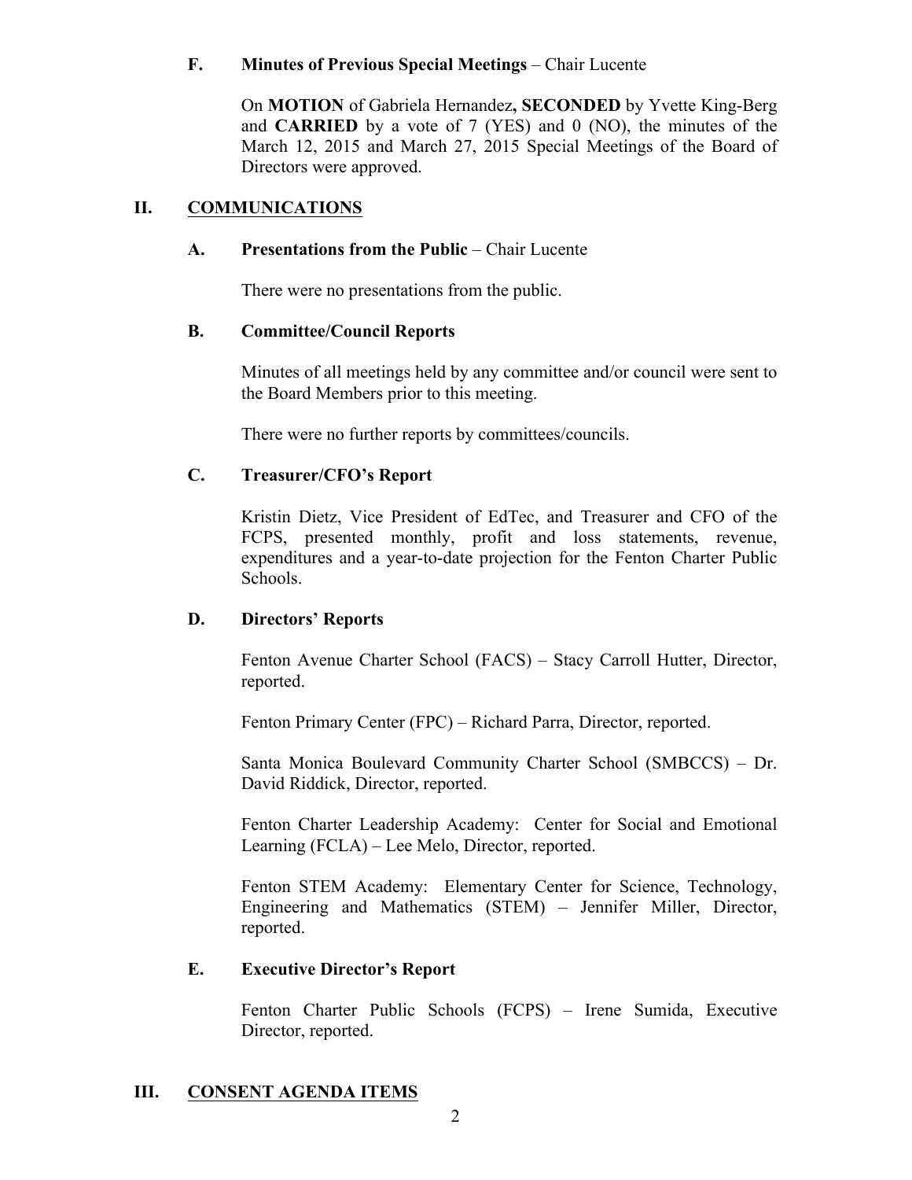### F. **Minutes of Previous Special Meetings** – Chair Lucente

On **MOTION** of Gabriela Hernandez**, SECONDED** by Yvette King-Berg and **CARRIED** by a vote of 7 (YES) and 0 (NO), the minutes of the March 12, 2015 and March 27, 2015 Special Meetings of the Board of Directors were approved.

## II. COMMUNICATIONS

### A. **Presentations from the Public** – Chair Lucente

There were no presentations from the public.

### B. **Committee/Council Reports**

Minutes of all meetings held by any committee and/or council were sent to the Board Members prior to this meeting.

There were no further reports by committees/councils.

### C. **Treasurer/CFO's Report**

Kristin Dietz, Vice President of EdTec, and Treasurer and CFO of the FCPS, presented monthly, profit and loss statements, revenue, expenditures and a year-to-date projection for the Fenton Charter Public Schools.

### D. **Directors' Reports**

Fenton Avenue Charter School (FACS) – Stacy Carroll Hutter, Director, reported.

Fenton Primary Center (FPC) – Richard Parra, Director, reported.

Santa Monica Boulevard Community Charter School (SMBCCS) – Dr. David Riddick, Director, reported.

Fenton Charter Leadership Academy: Center for Social and Emotional Learning (FCLA) – Lee Melo, Director, reported.

Fenton STEM Academy: Elementary Center for Science, Technology, Engineering and Mathematics (STEM) – Jennifer Miller, Director, reported.

### E. **Executive Director's Report**

Fenton Charter Public Schools (FCPS) – Irene Sumida, Executive Director, reported.

## III. CONSENT AGENDA ITEMS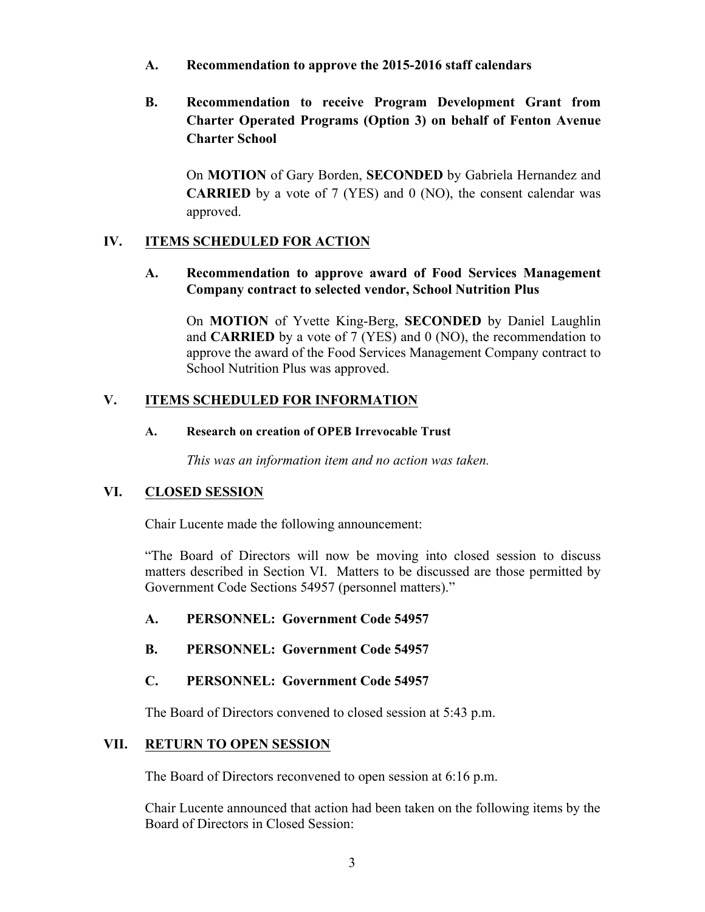**A. Recommendation to approve the 2015-2016 staff calendars**

**B. Recommendation to receive Program Development Grant from Charter Operated Programs (Option 3) on behalf of Fenton Avenue Charter School**

On **MOTION** of Gary Borden, **SECONDED** by Gabriela Hernandez and **CARRIED** by a vote of 7 (YES) and 0 (NO), the consent calendar was approved.

## IV. ITEMS SCHEDULED FOR ACTION

**A. Recommendation to approve award of Food Services Management Company contract to selected vendor, School Nutrition Plus**

On **MOTION** of Yvette King-Berg, **SECONDED** by Daniel Laughlin and **CARRIED** by a vote of 7 (YES) and 0 (NO), the recommendation to approve the award of the Food Services Management Company contract to School Nutrition Plus was approved.

## V. ITEMS SCHEDULED FOR INFORMATION

**A. Research on creation of OPEB Irrevocable Trust**

*This was an information item and no action was taken.*

## VI. CLOSED SESSION

Chair Lucente made the following announcement:

"The Board of Directors will now be moving into closed session to discuss matters described in Section VI. Matters to be discussed are those permitted by Government Code Sections 54957 (personnel matters)."

**A. PERSONNEL: Government Code 54957**

**B. PERSONNEL: Government Code 54957**

**C. PERSONNEL: Government Code 54957**

The Board of Directors convened to closed session at 5:43 p.m.

## VII. RETURN TO OPEN SESSION

The Board of Directors reconvened to open session at 6:16 p.m.

Chair Lucente announced that action had been taken on the following items by the Board of Directors in Closed Session: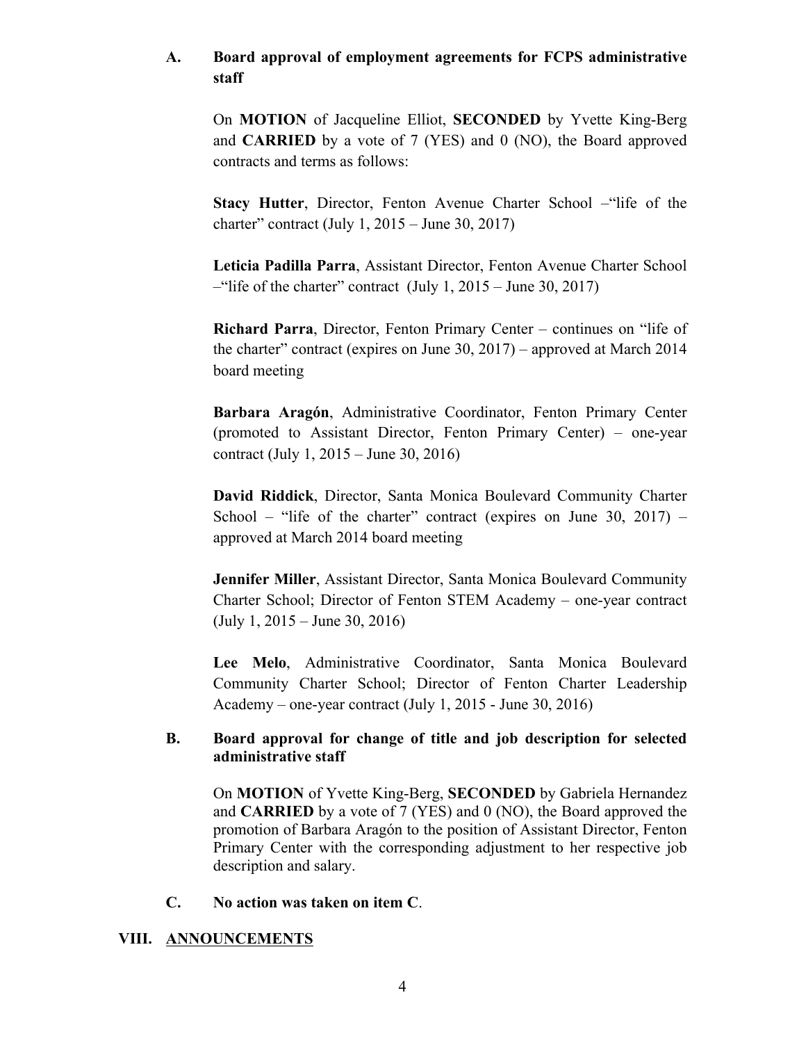**A. Board approval of employment agreements for FCPS administrative staff**

On **MOTION** of Jacqueline Elliot, **SECONDED** by Yvette King-Berg and **CARRIED** by a vote of 7 (YES) and 0 (NO), the Board approved contracts and terms as follows:

**Stacy Hutter**, Director, Fenton Avenue Charter School –"life of the charter" contract (July 1, 2015 – June 30, 2017)

**Leticia Padilla Parra**, Assistant Director, Fenton Avenue Charter School –"life of the charter" contract (July 1, 2015 – June 30, 2017)

**Richard Parra**, Director, Fenton Primary Center – continues on "life of the charter" contract (expires on June 30, 2017) – approved at March 2014 board meeting

**Barbara Aragón**, Administrative Coordinator, Fenton Primary Center (promoted to Assistant Director, Fenton Primary Center) – one-year contract (July 1, 2015 – June 30, 2016)

**David Riddick**, Director, Santa Monica Boulevard Community Charter School – "life of the charter" contract (expires on June 30, 2017) – approved at March 2014 board meeting

**Jennifer Miller**, Assistant Director, Santa Monica Boulevard Community Charter School; Director of Fenton STEM Academy – one-year contract (July 1, 2015 – June 30, 2016)

**Lee Melo**, Administrative Coordinator, Santa Monica Boulevard Community Charter School; Director of Fenton Charter Leadership Academy – one-year contract (July 1, 2015 - June 30, 2016)

**B. Board approval for change of title and job description for selected administrative staff**

On **MOTION** of Yvette King-Berg, **SECONDED** by Gabriela Hernandez and **CARRIED** by a vote of 7 (YES) and 0 (NO), the Board approved the promotion of Barbara Aragón to the position of Assistant Director, Fenton Primary Center with the corresponding adjustment to her respective job description and salary.

**C. No action was taken on item C**.

## VIII. ANNOUNCEMENTS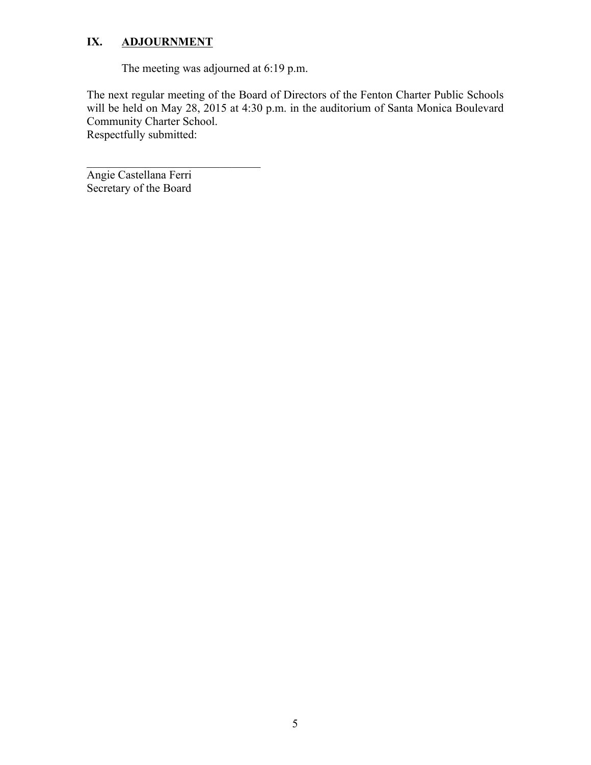## IX. ADJOURNMENT

The meeting was adjourned at 6:19 p.m.

The next regular meeting of the Board of Directors of the Fenton Charter Public Schools will be held on May 28, 2015 at 4:30 p.m. in the auditorium of Santa Monica Boulevard Community Charter School.
Respectfully submitted:

\_\_\_\_\_\_\_\_\_\_\_\_\_\_\_\_\_\_\_\_\_\_\_\_\_\_\_\_\_\_\_\_

Angie Castellana Ferri
Secretary of the Board